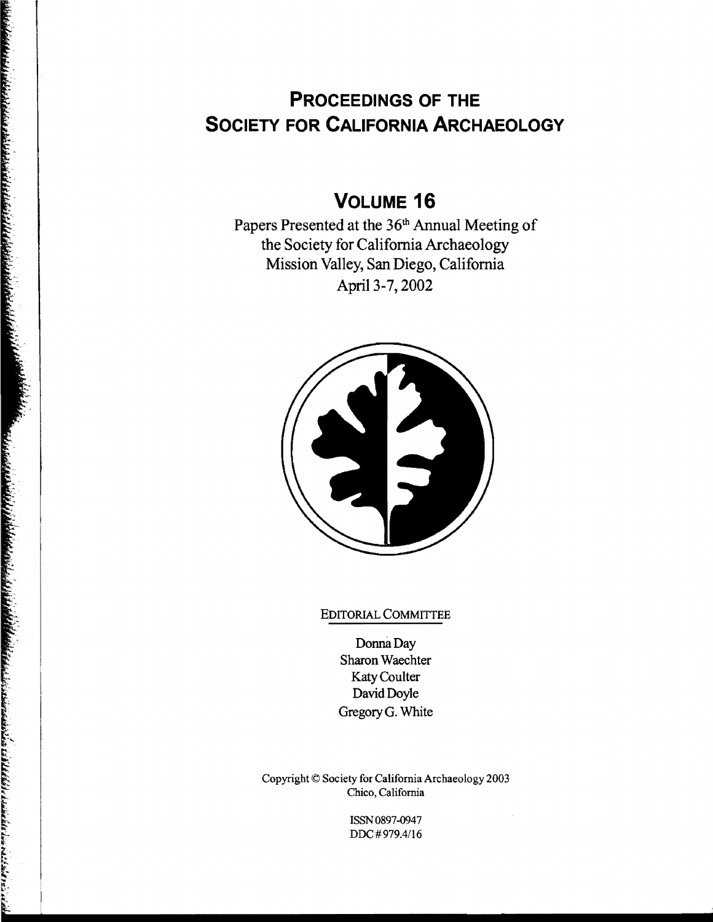# Proceedings of the Society for California Archaeology

## Volume 16

Papers Presented at the 36th Annual Meeting of the Society for California Archaeology
Mission Valley, San Diego, California
April 3-7, 2002

EDITORIAL COMMITTEE

Donna Day
Sharon Waechter
Katy Coulter
David Doyle
Gregory G. White

Copyright © Society for California Archaeology 2003
Chico, California

ISSN 0897-0947
DDC # 979.4/16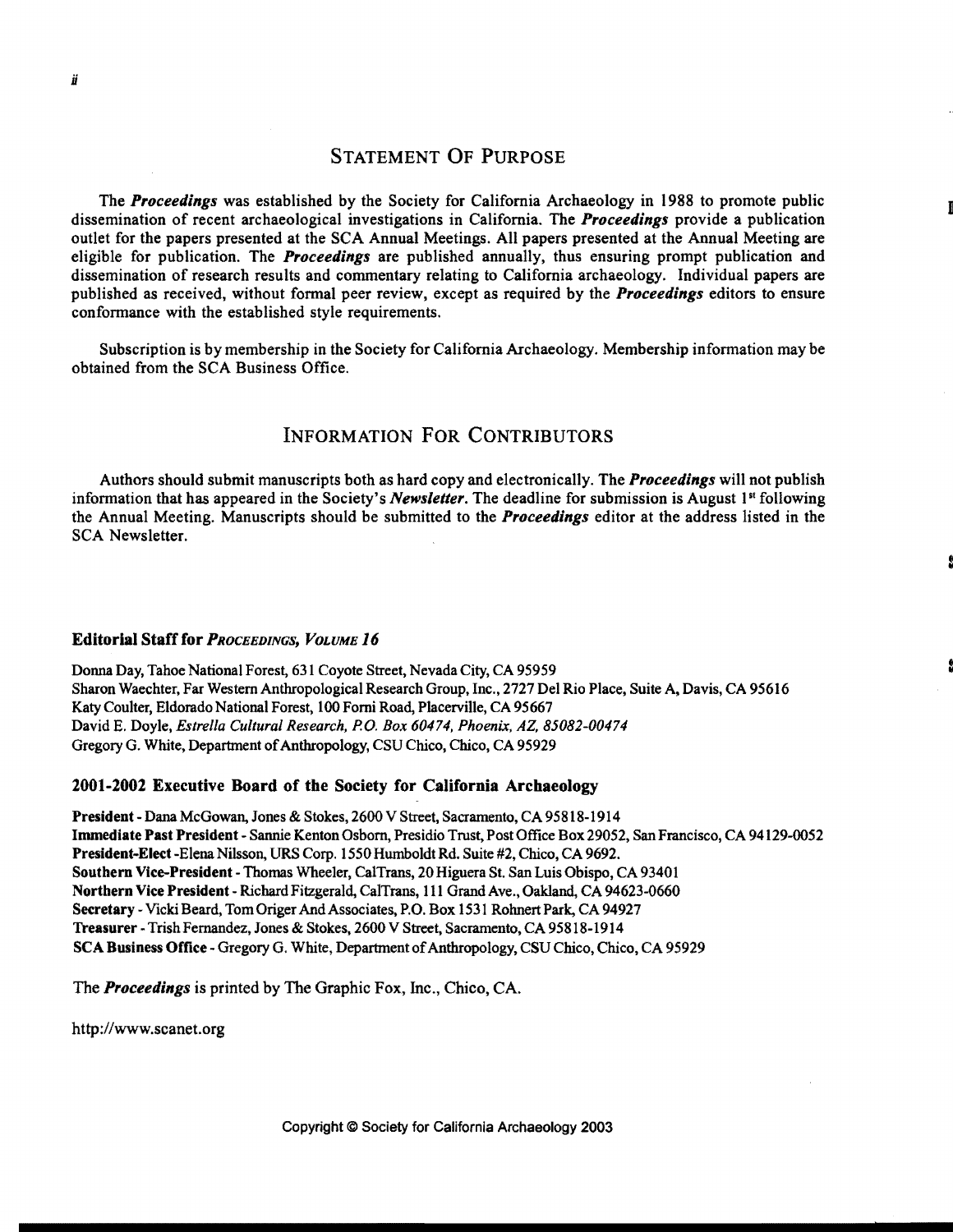## Statement Of Purpose

The ***Proceedings*** was established by the Society for California Archaeology in 1988 to promote public dissemination of recent archaeological investigations in California. The ***Proceedings*** provide a publication outlet for the papers presented at the SCA Annual Meetings. All papers presented at the Annual Meeting are eligible for publication. The ***Proceedings*** are published annually, thus ensuring prompt publication and dissemination of research results and commentary relating to California archaeology. Individual papers are published as received, without formal peer review, except as required by the ***Proceedings*** editors to ensure conformance with the established style requirements.

Subscription is by membership in the Society for California Archaeology. Membership information may be obtained from the SCA Business Office.

## Information For Contributors

Authors should submit manuscripts both as hard copy and electronically. The ***Proceedings*** will not publish information that has appeared in the Society's ***Newsletter***. The deadline for submission is August 1st following the Annual Meeting. Manuscripts should be submitted to the ***Proceedings*** editor at the address listed in the SCA Newsletter.

### Editorial Staff for *Proceedings, Volume 16*

Donna Day, Tahoe National Forest, 631 Coyote Street, Nevada City, CA 95959
Sharon Waechter, Far Western Anthropological Research Group, Inc., 2727 Del Rio Place, Suite A, Davis, CA 95616
Katy Coulter, Eldorado National Forest, 100 Forni Road, Placerville, CA 95667
David E. Doyle, *Estrella Cultural Research, P.O. Box 60474, Phoenix, AZ, 85082-00474*
Gregory G. White, Department of Anthropology, CSU Chico, Chico, CA 95929

### 2001-2002 Executive Board of the Society for California Archaeology

**President** - Dana McGowan, Jones & Stokes, 2600 V Street, Sacramento, CA 95818-1914
**Immediate Past President** - Sannie Kenton Osborn, Presidio Trust, Post Office Box 29052, San Francisco, CA 94129-0052
**President-Elect** -Elena Nilsson, URS Corp. 1550 Humboldt Rd. Suite #2, Chico, CA 9692.
**Southern Vice-President** - Thomas Wheeler, CalTrans, 20 Higuera St. San Luis Obispo, CA 93401
**Northern Vice President** - Richard Fitzgerald, CalTrans, 111 Grand Ave., Oakland, CA 94623-0660
**Secretary** - Vicki Beard, Tom Origer And Associates, P.O. Box 1531 Rohnert Park, CA 94927
**Treasurer** - Trish Fernandez, Jones & Stokes, 2600 V Street, Sacramento, CA 95818-1914
**SCA Business Office** - Gregory G. White, Department of Anthropology, CSU Chico, Chico, CA 95929

The ***Proceedings*** is printed by The Graphic Fox, Inc., Chico, CA.

http://www.scanet.org

Copyright © Society for California Archaeology 2003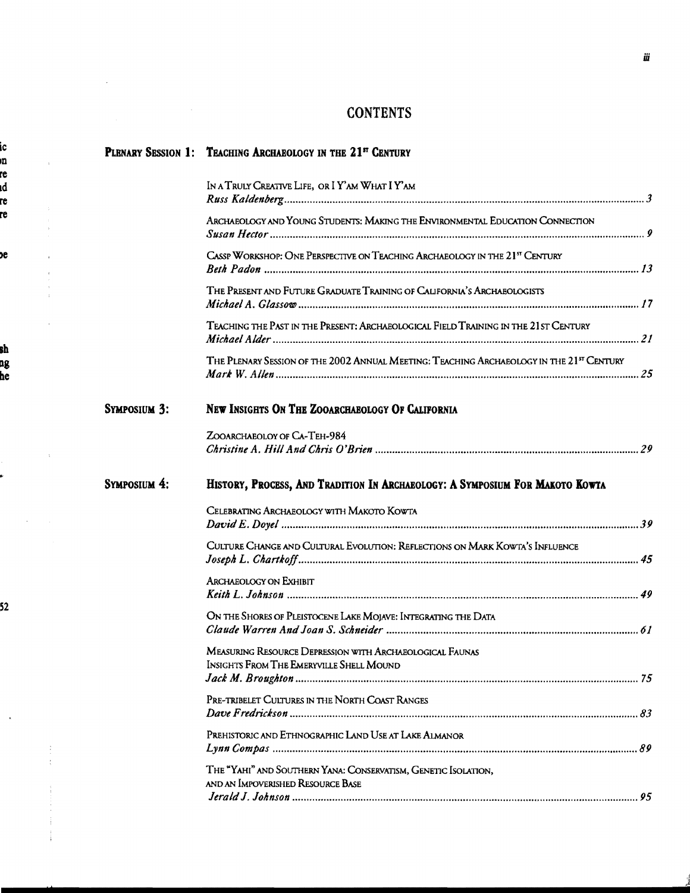# CONTENTS

## PLENARY SESSION 1: TEACHING ARCHAEOLOGY IN THE 21ST CENTURY

IN A TRULY CREATIVE LIFE, OR I Y'AM WHAT I Y'AM
*Russ Kaldenberg* .......... 3

ARCHAEOLOGY AND YOUNG STUDENTS: MAKING THE ENVIRONMENTAL EDUCATION CONNECTION
*Susan Hector* .......... 9

CASSP WORKSHOP: ONE PERSPECTIVE ON TEACHING ARCHAEOLOGY IN THE 21ST CENTURY
*Beth Padon* .......... 13

THE PRESENT AND FUTURE GRADUATE TRAINING OF CALIFORNIA'S ARCHAEOLOGISTS
*Michael A. Glassow* .......... 17

TEACHING THE PAST IN THE PRESENT: ARCHAEOLOGICAL FIELD TRAINING IN THE 21ST CENTURY
*Michael Alder* .......... 21

THE PLENARY SESSION OF THE 2002 ANNUAL MEETING: TEACHING ARCHAEOLOGY IN THE 21ST CENTURY
*Mark W. Allen* .......... 25

## SYMPOSIUM 3: NEW INSIGHTS ON THE ZOOARCHAEOLOGY OF CALIFORNIA

ZOOARCHAEOLOY OF CA-TEH-984
*Christine A. Hill And Chris O'Brien* .......... 29

## SYMPOSIUM 4: HISTORY, PROCESS, AND TRADITION IN ARCHAEOLOGY: A SYMPOSIUM FOR MAKOTO KOWTA

CELEBRATING ARCHAEOLOGY WITH MAKOTO KOWTA
*David E. Doyel* .......... 39

CULTURE CHANGE AND CULTURAL EVOLUTION: REFLECTIONS ON MARK KOWTA'S INFLUENCE
*Joseph L. Chartkoff* .......... 45

ARCHAEOLOGY ON EXHIBIT
*Keith L. Johnson* .......... 49

ON THE SHORES OF PLEISTOCENE LAKE MOJAVE: INTEGRATING THE DATA
*Claude Warren And Joan S. Schneider* .......... 61

MEASURING RESOURCE DEPRESSION WITH ARCHAEOLOGICAL FAUNAS
INSIGHTS FROM THE EMERYVILLE SHELL MOUND
*Jack M. Broughton* .......... 75

PRE-TRIBELET CULTURES IN THE NORTH COAST RANGES
*Dave Fredrickson* .......... 83

PREHISTORIC AND ETHNOGRAPHIC LAND USE AT LAKE ALMANOR
*Lynn Compas* .......... 89

THE "YAHI" AND SOUTHERN YANA: CONSERVATISM, GENETIC ISOLATION,
AND AN IMPOVERISHED RESOURCE BASE
*Jerald J. Johnson* .......... 95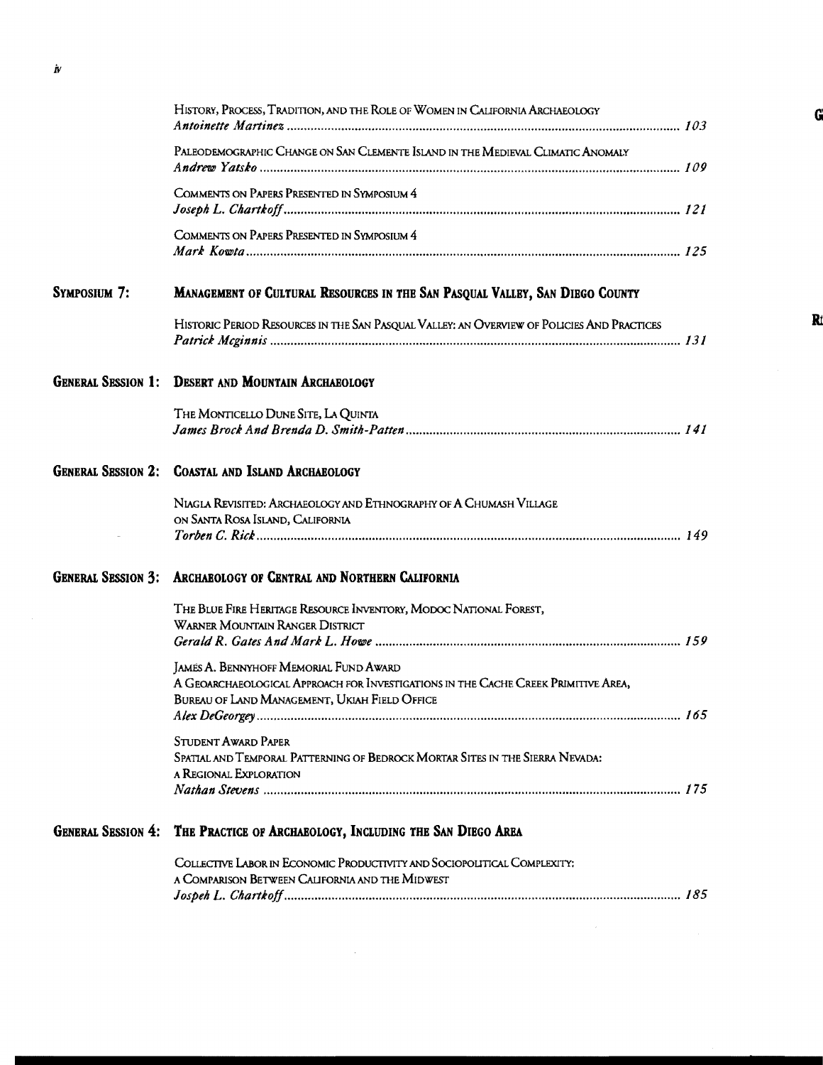History, Process, Tradition, and the Role of Women in California Archaeology
*Antoinette Martinez* ..... 103

Paleodemographic Change on San Clemente Island in the Medieval Climatic Anomaly
*Andrew Yatsko* ..... 109

Comments on Papers Presented in Symposium 4
*Joseph L. Chartkoff* ..... 121

Comments on Papers Presented in Symposium 4
*Mark Kowta* ..... 125

## Symposium 7: Management of Cultural Resources in the San Pasqual Valley, San Diego County

Historic Period Resources in the San Pasqual Valley: an Overview of Policies And Practices
*Patrick Mcginnis* ..... 131

## General Session 1: Desert and Mountain Archaeology

The Monticello Dune Site, La Quinta
*James Brock And Brenda D. Smith-Patten* ..... 141

## General Session 2: Coastal and Island Archaeology

Niagla Revisited: Archaeology and Ethnography of A Chumash Village on Santa Rosa Island, California
*Torben C. Rick* ..... 149

## General Session 3: Archaeology of Central and Northern California

The Blue Fire Heritage Resource Inventory, Modoc National Forest, Warner Mountain Ranger District
*Gerald R. Gates And Mark L. Howe* ..... 159

James A. Bennyhoff Memorial Fund Award
A Geoarchaeological Approach for Investigations in the Cache Creek Primitive Area, Bureau of Land Management, Ukiah Field Office
*Alex DeGeorgey* ..... 165

Student Award Paper
Spatial and Temporal Patterning of Bedrock Mortar Sites in the Sierra Nevada: a Regional Exploration
*Nathan Stevens* ..... 175

## General Session 4: The Practice of Archaeology, Including the San Diego Area

Collective Labor in Economic Productivity and Sociopolitical Complexity: a Comparison Between California and the Midwest
*Jospeh L. Chartkoff* ..... 185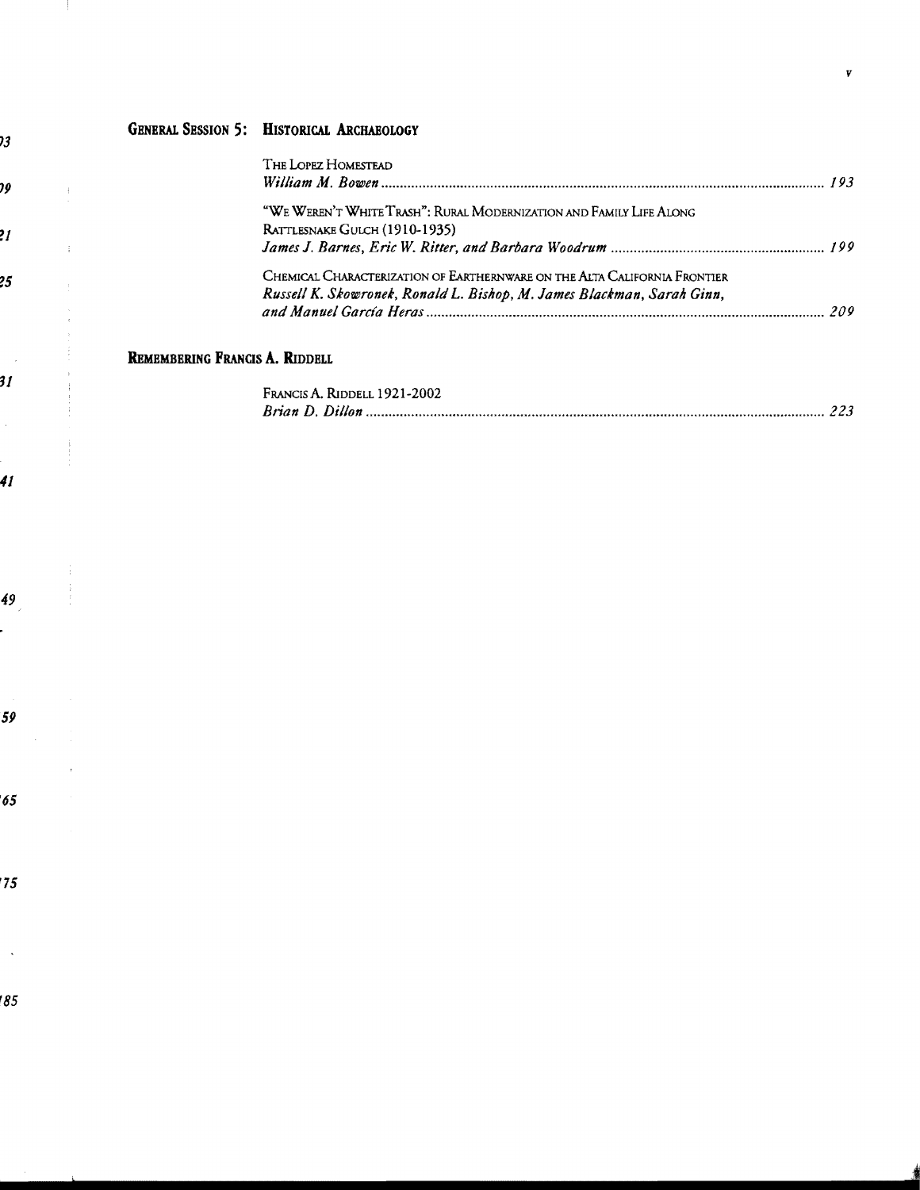## General Session 5: Historical Archaeology

The Lopez Homestead
*William M. Bowen* ........ *193*

"We Weren't White Trash": Rural Modernization and Family Life Along Rattlesnake Gulch (1910-1935)
*James J. Barnes, Eric W. Ritter, and Barbara Woodrum* ........ *199*

Chemical Characterization of Earthernware on the Alta California Frontier
*Russell K. Skowronek, Ronald L. Bishop, M. James Blackman, Sarah Ginn, and Manuel García Heras* ........ *209*

## Remembering Francis A. Riddell

Francis A. Riddell 1921-2002
*Brian D. Dillon* ........ *223*